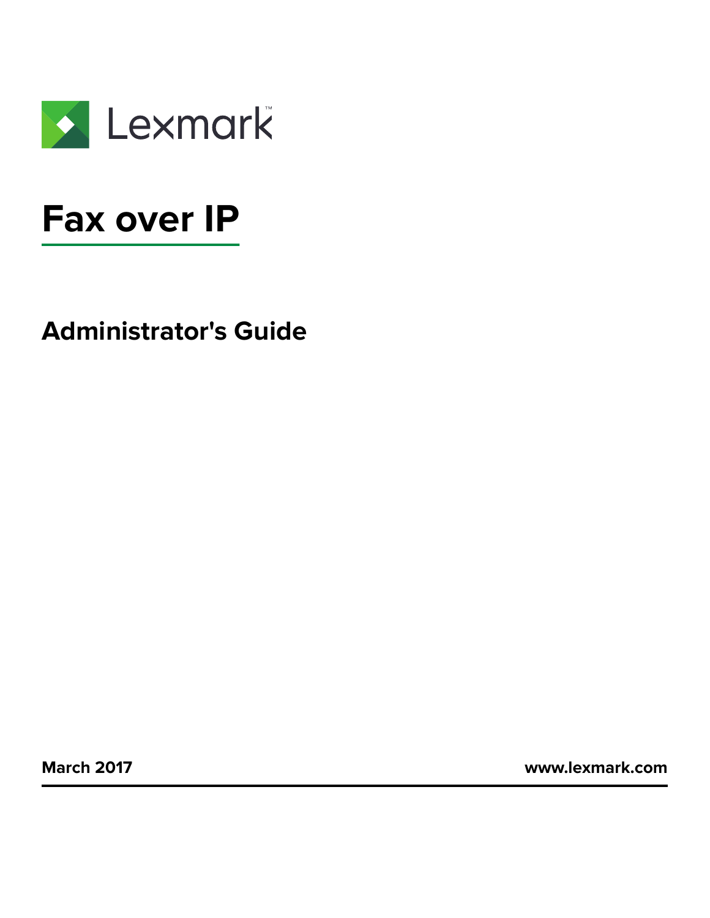Lexmark

# Fax over IP

## Administrator's Guide

**March 2017** **www.lexmark.com**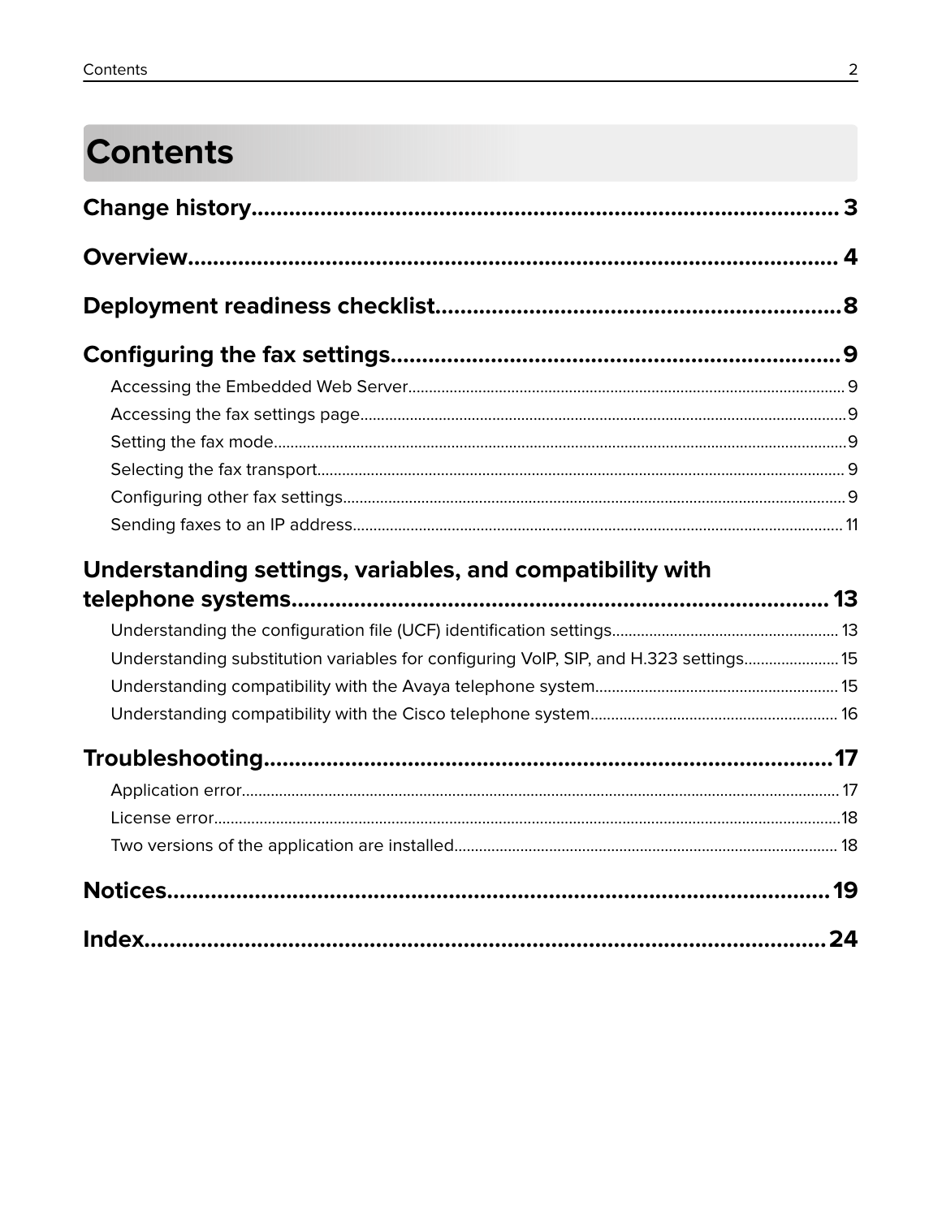# Contents

**Change history 3**

**Overview 4**

**Deployment readiness checklist 8**

**Configuring the fax settings 9**

- Accessing the Embedded Web Server 9
- Accessing the fax settings page 9
- Setting the fax mode 9
- Selecting the fax transport 9
- Configuring other fax settings 9
- Sending faxes to an IP address 11

**Understanding settings, variables, and compatibility with telephone systems 13**

- Understanding the configuration file (UCF) identification settings 13
- Understanding substitution variables for configuring VoIP, SIP, and H.323 settings 15
- Understanding compatibility with the Avaya telephone system 15
- Understanding compatibility with the Cisco telephone system 16

**Troubleshooting 17**

- Application error 17
- License error 18
- Two versions of the application are installed 18

**Notices 19**

**Index 24**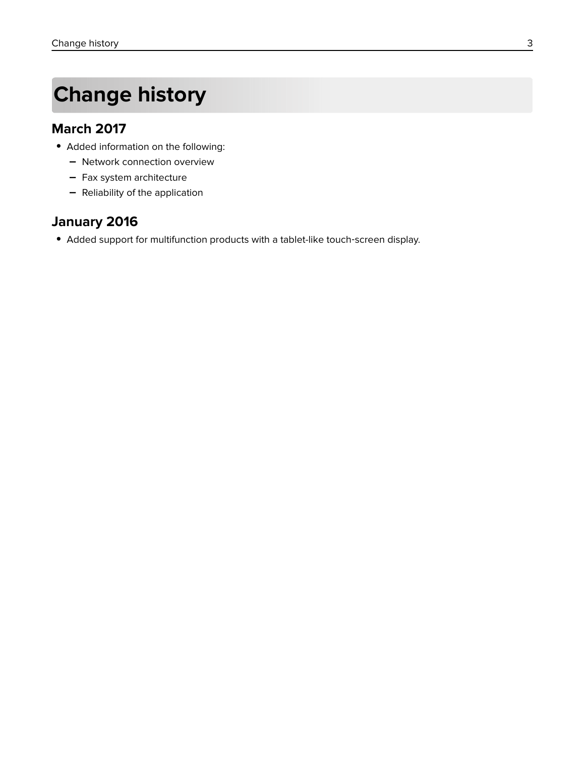# Change history

## March 2017

- Added information on the following:
  - Network connection overview
  - Fax system architecture
  - Reliability of the application

## January 2016

- Added support for multifunction products with a tablet-like touch-screen display.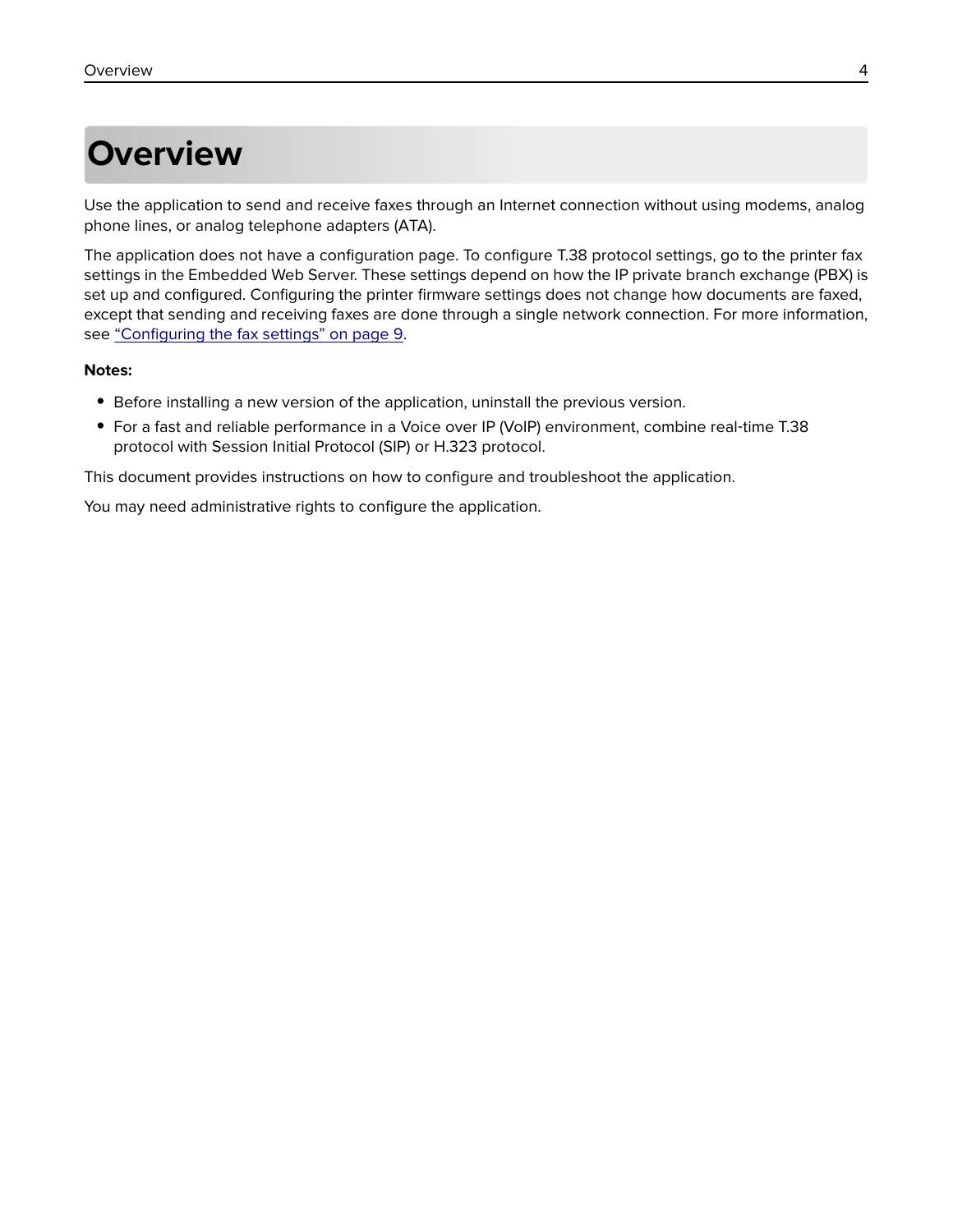# Overview

Use the application to send and receive faxes through an Internet connection without using modems, analog phone lines, or analog telephone adapters (ATA).

The application does not have a configuration page. To configure T.38 protocol settings, go to the printer fax settings in the Embedded Web Server. These settings depend on how the IP private branch exchange (PBX) is set up and configured. Configuring the printer firmware settings does not change how documents are faxed, except that sending and receiving faxes are done through a single network connection. For more information, see "Configuring the fax settings" on page 9.

**Notes:**

- Before installing a new version of the application, uninstall the previous version.
- For a fast and reliable performance in a Voice over IP (VoIP) environment, combine real-time T.38 protocol with Session Initial Protocol (SIP) or H.323 protocol.

This document provides instructions on how to configure and troubleshoot the application.

You may need administrative rights to configure the application.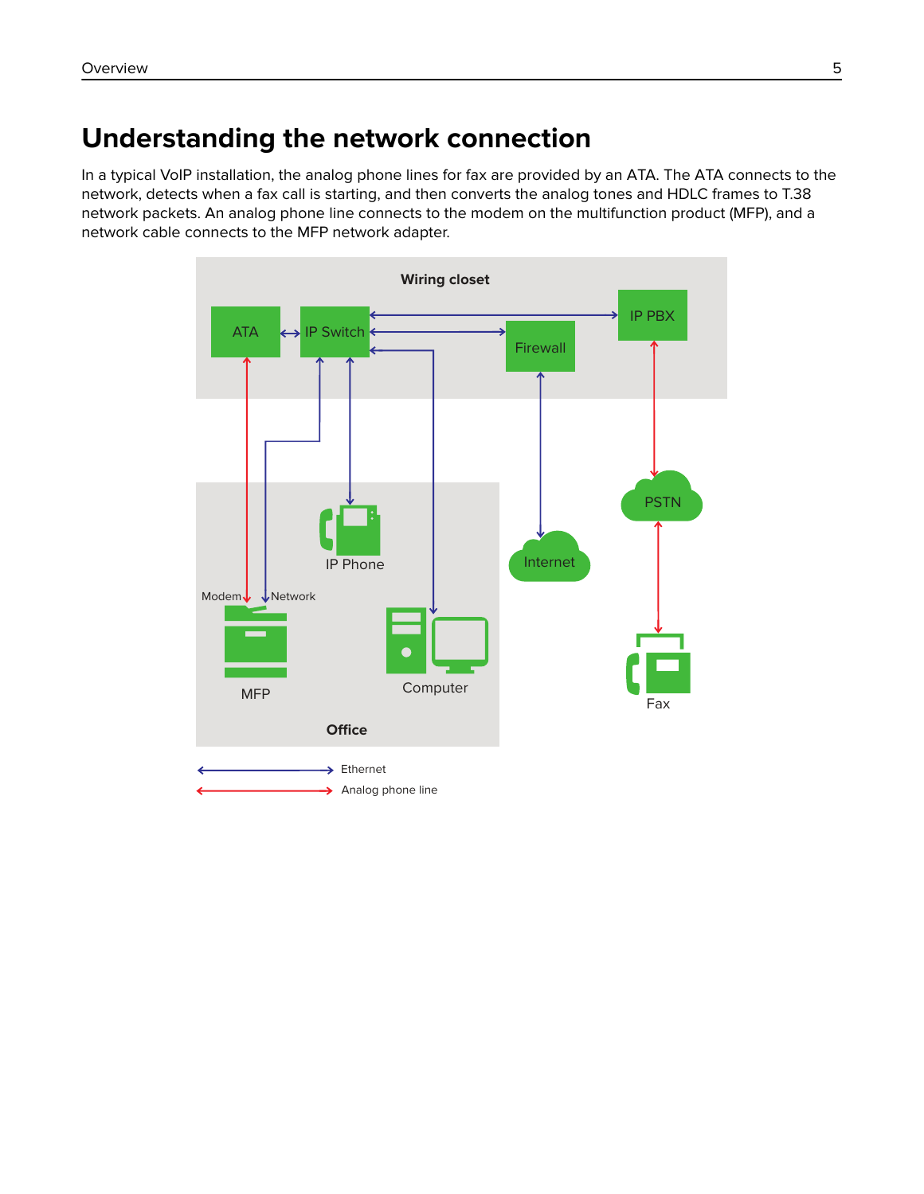# Understanding the network connection

In a typical VoIP installation, the analog phone lines for fax are provided by an ATA. The ATA connects to the network, detects when a fax call is starting, and then converts the analog tones and HDLC frames to T.38 network packets. An analog phone line connects to the modem on the multifunction product (MFP), and a network cable connects to the MFP network adapter.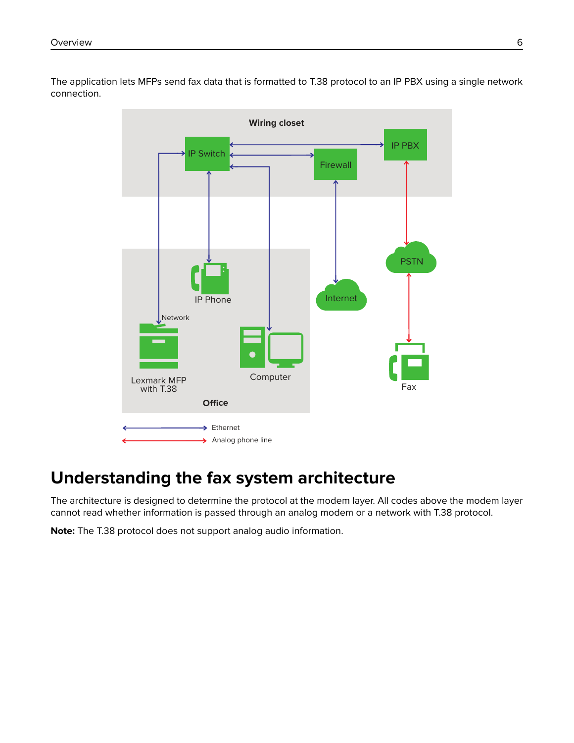The application lets MFPs send fax data that is formatted to T.38 protocol to an IP PBX using a single network connection.

## Understanding the fax system architecture

The architecture is designed to determine the protocol at the modem layer. All codes above the modem layer cannot read whether information is passed through an analog modem or a network with T.38 protocol.

**Note:** The T.38 protocol does not support analog audio information.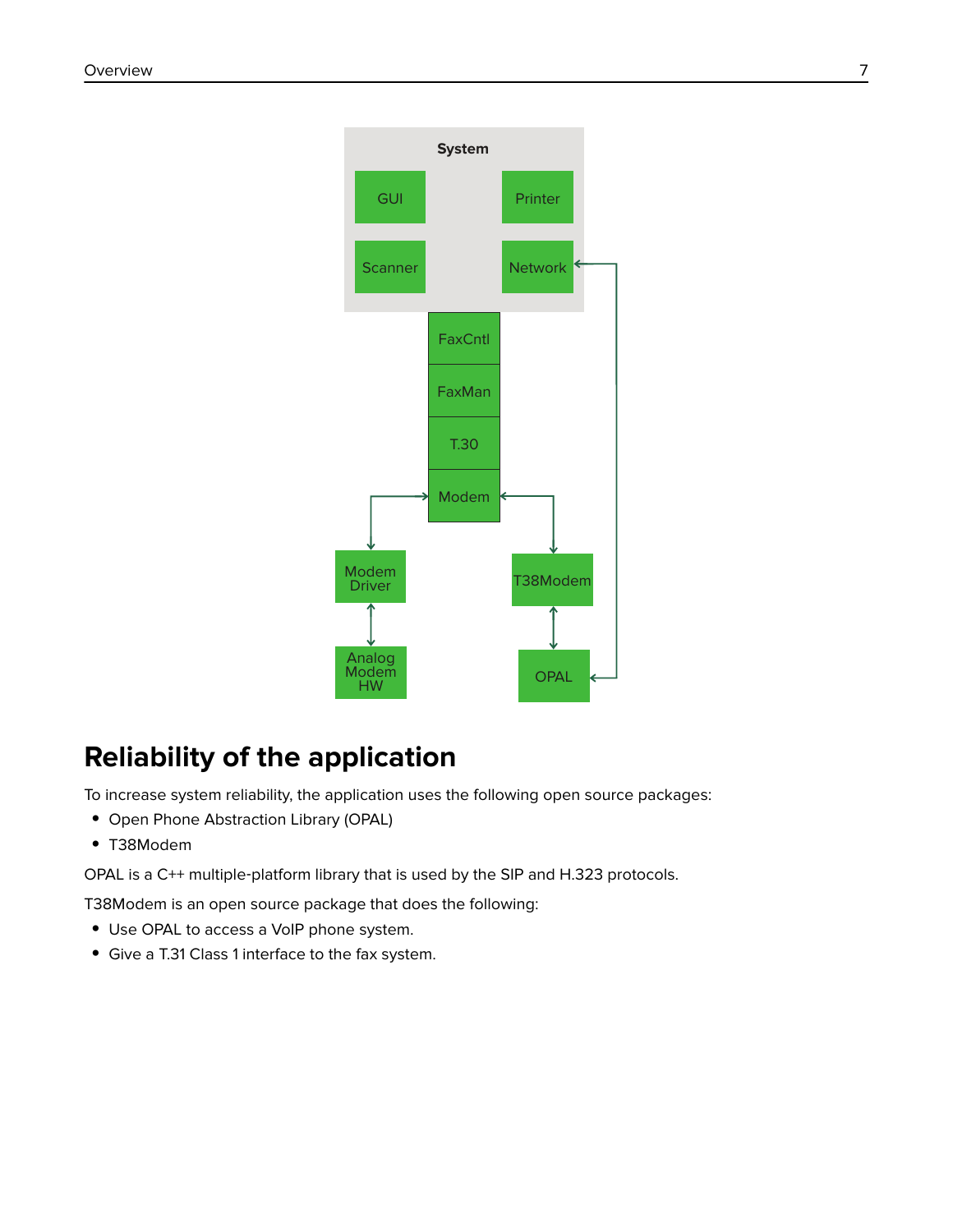## Reliability of the application

To increase system reliability, the application uses the following open source packages:

- Open Phone Abstraction Library (OPAL)
- T38Modem

OPAL is a C++ multiple-platform library that is used by the SIP and H.323 protocols.

T38Modem is an open source package that does the following:

- Use OPAL to access a VoIP phone system.
- Give a T.31 Class 1 interface to the fax system.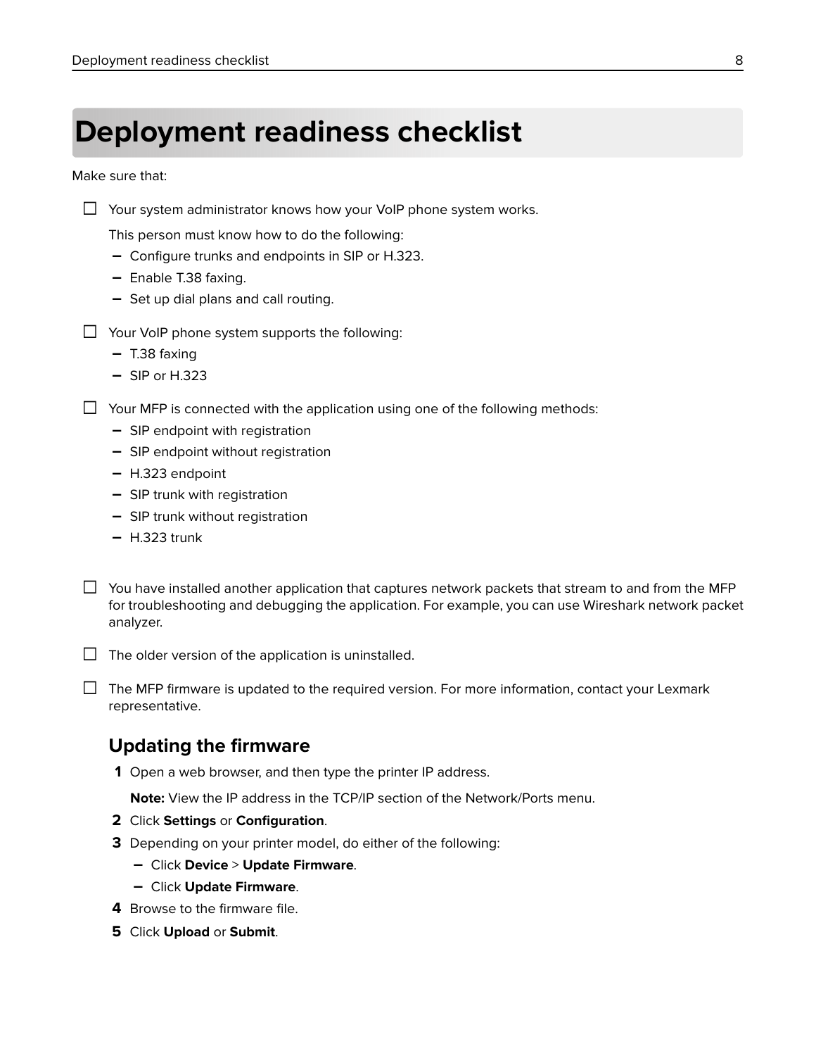# Deployment readiness checklist

Make sure that:

- [ ] Your system administrator knows how your VoIP phone system works.

  This person must know how to do the following:

  - Configure trunks and endpoints in SIP or H.323.
  - Enable T.38 faxing.
  - Set up dial plans and call routing.

- [ ] Your VoIP phone system supports the following:

  - T.38 faxing
  - SIP or H.323

- [ ] Your MFP is connected with the application using one of the following methods:

  - SIP endpoint with registration
  - SIP endpoint without registration
  - H.323 endpoint
  - SIP trunk with registration
  - SIP trunk without registration
  - H.323 trunk

- [ ] You have installed another application that captures network packets that stream to and from the MFP for troubleshooting and debugging the application. For example, you can use Wireshark network packet analyzer.

- [ ] The older version of the application is uninstalled.

- [ ] The MFP firmware is updated to the required version. For more information, contact your Lexmark representative.

## Updating the firmware

1. Open a web browser, and then type the printer IP address.

   **Note:** View the IP address in the TCP/IP section of the Network/Ports menu.

2. Click **Settings** or **Configuration**.
3. Depending on your printer model, do either of the following:
   - Click **Device** > **Update Firmware**.
   - Click **Update Firmware**.
4. Browse to the firmware file.
5. Click **Upload** or **Submit**.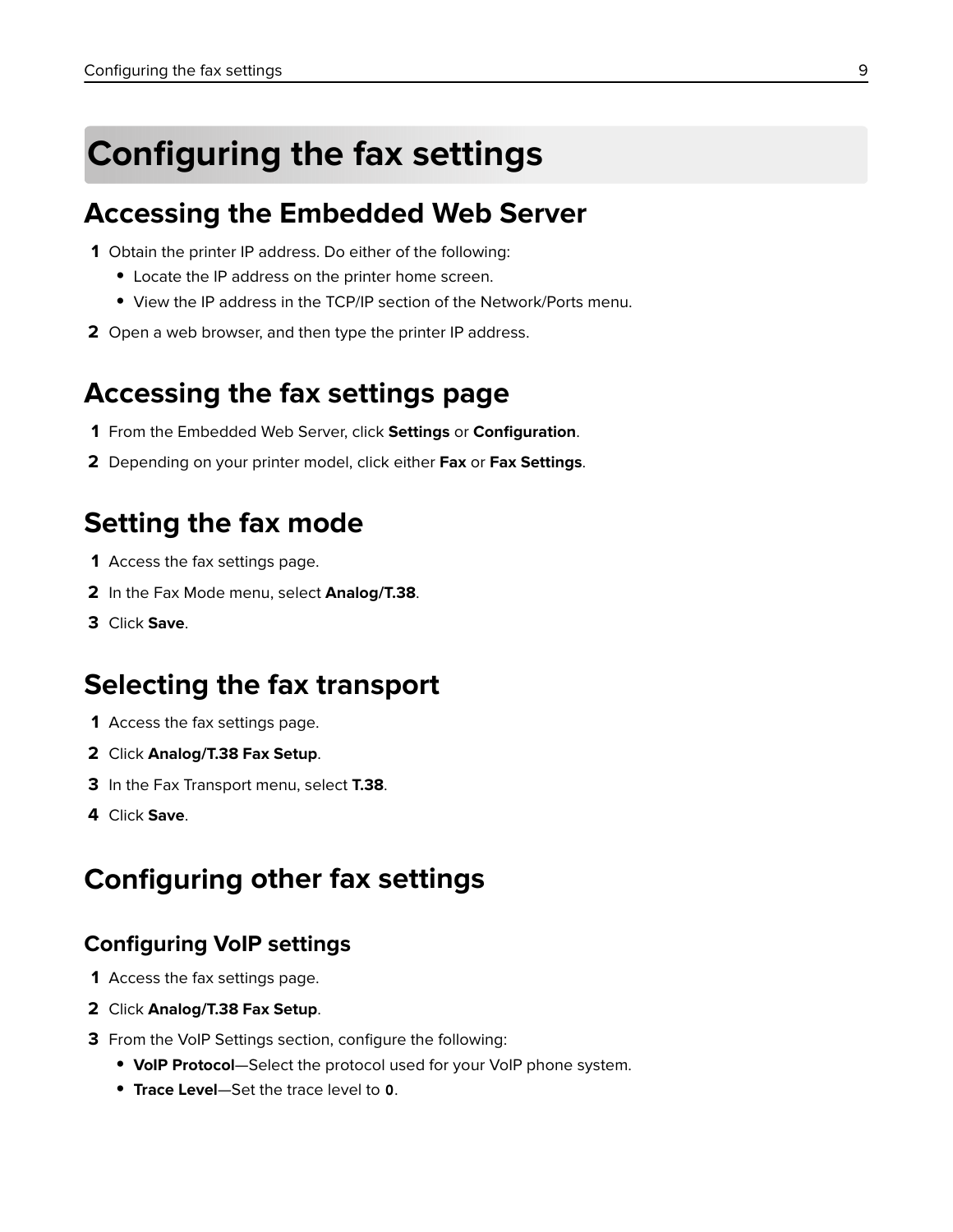# Configuring the fax settings

## Accessing the Embedded Web Server

1. Obtain the printer IP address. Do either of the following:
   - Locate the IP address on the printer home screen.
   - View the IP address in the TCP/IP section of the Network/Ports menu.
2. Open a web browser, and then type the printer IP address.

## Accessing the fax settings page

1. From the Embedded Web Server, click **Settings** or **Configuration**.
2. Depending on your printer model, click either **Fax** or **Fax Settings**.

## Setting the fax mode

1. Access the fax settings page.
2. In the Fax Mode menu, select **Analog/T.38**.
3. Click **Save**.

## Selecting the fax transport

1. Access the fax settings page.
2. Click **Analog/T.38 Fax Setup**.
3. In the Fax Transport menu, select **T.38**.
4. Click **Save**.

## Configuring other fax settings

### Configuring VoIP settings

1. Access the fax settings page.
2. Click **Analog/T.38 Fax Setup**.
3. From the VoIP Settings section, configure the following:
   - **VoIP Protocol**—Select the protocol used for your VoIP phone system.
   - **Trace Level**—Set the trace level to **0**.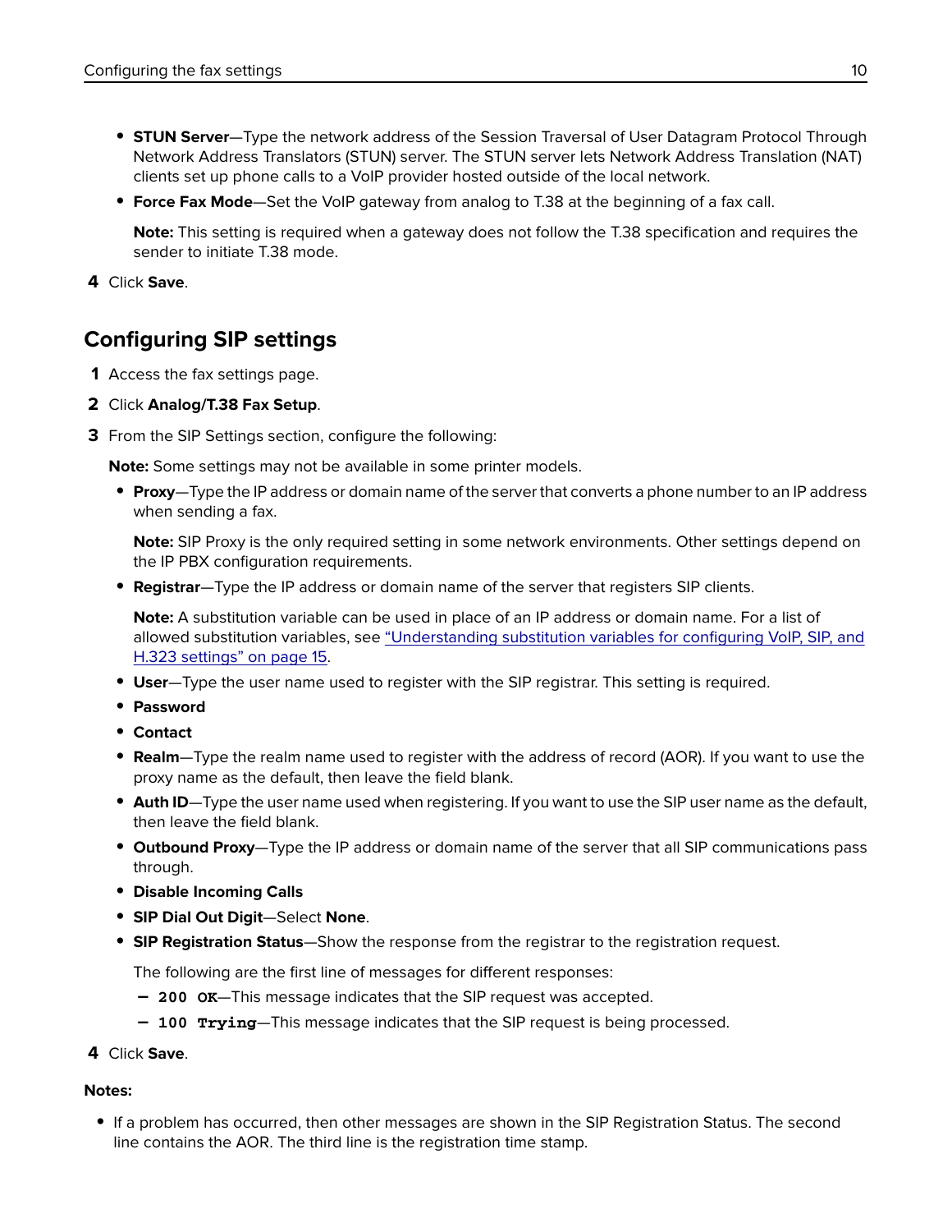- **STUN Server**—Type the network address of the Session Traversal of User Datagram Protocol Through Network Address Translators (STUN) server. The STUN server lets Network Address Translation (NAT) clients set up phone calls to a VoIP provider hosted outside of the local network.
- **Force Fax Mode**—Set the VoIP gateway from analog to T.38 at the beginning of a fax call.

  **Note:** This setting is required when a gateway does not follow the T.38 specification and requires the sender to initiate T.38 mode.

4 Click **Save**.

## Configuring SIP settings

1 Access the fax settings page.

2 Click **Analog/T.38 Fax Setup**.

3 From the SIP Settings section, configure the following:

  **Note:** Some settings may not be available in some printer models.

  - **Proxy**—Type the IP address or domain name of the server that converts a phone number to an IP address when sending a fax.

    **Note:** SIP Proxy is the only required setting in some network environments. Other settings depend on the IP PBX configuration requirements.

  - **Registrar**—Type the IP address or domain name of the server that registers SIP clients.

    **Note:** A substitution variable can be used in place of an IP address or domain name. For a list of allowed substitution variables, see "Understanding substitution variables for configuring VoIP, SIP, and H.323 settings" on page 15.

  - **User**—Type the user name used to register with the SIP registrar. This setting is required.
  - **Password**
  - **Contact**
  - **Realm**—Type the realm name used to register with the address of record (AOR). If you want to use the proxy name as the default, then leave the field blank.
  - **Auth ID**—Type the user name used when registering. If you want to use the SIP user name as the default, then leave the field blank.
  - **Outbound Proxy**—Type the IP address or domain name of the server that all SIP communications pass through.
  - **Disable Incoming Calls**
  - **SIP Dial Out Digit**—Select **None**.
  - **SIP Registration Status**—Show the response from the registrar to the registration request.

    The following are the first line of messages for different responses:

    - **`200 OK`**—This message indicates that the SIP request was accepted.
    - **`100 Trying`**—This message indicates that the SIP request is being processed.

4 Click **Save**.

**Notes:**

- If a problem has occurred, then other messages are shown in the SIP Registration Status. The second line contains the AOR. The third line is the registration time stamp.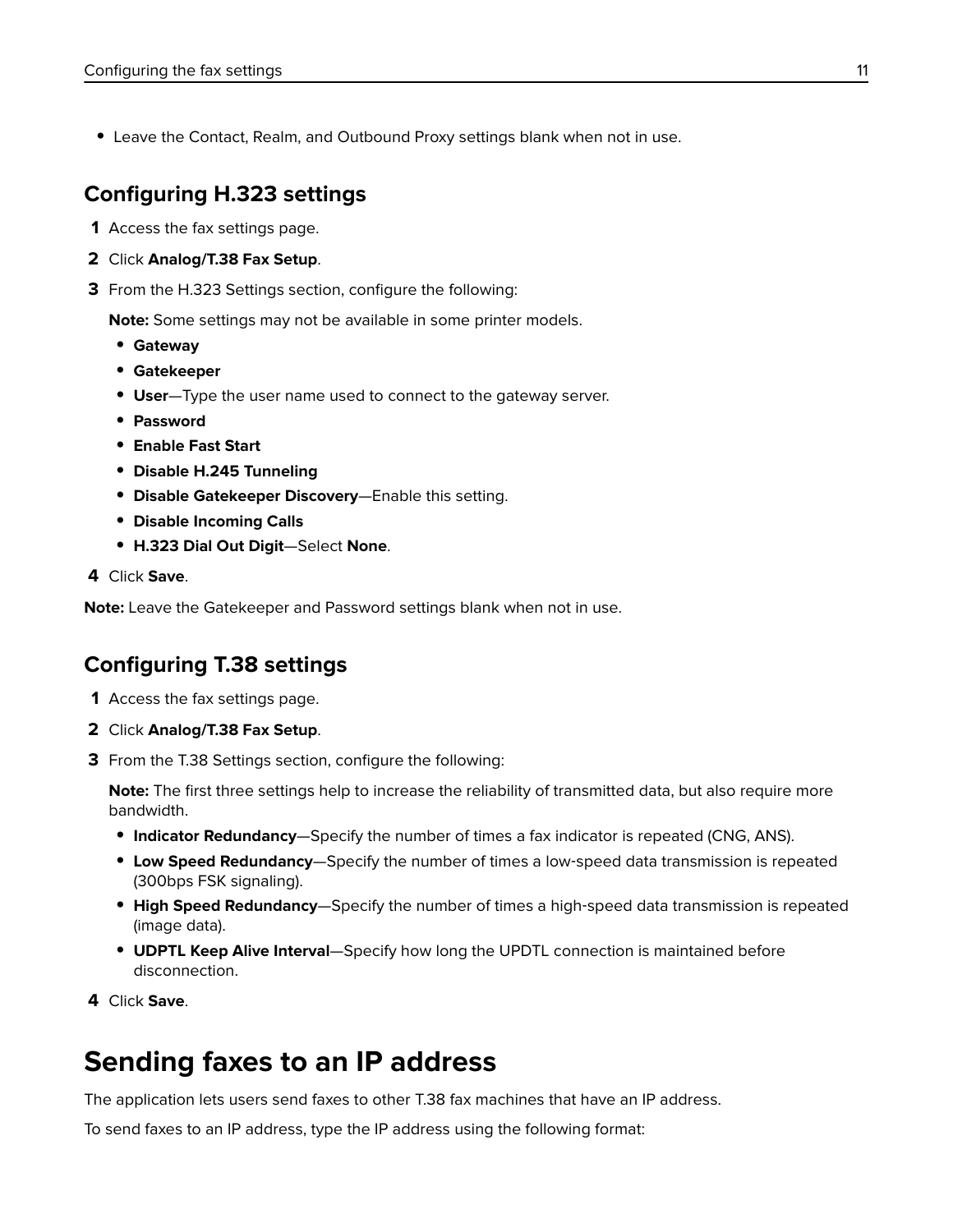- Leave the Contact, Realm, and Outbound Proxy settings blank when not in use.

### Configuring H.323 settings

1. Access the fax settings page.
2. Click **Analog/T.38 Fax Setup**.
3. From the H.323 Settings section, configure the following:

   **Note:** Some settings may not be available in some printer models.

   - **Gateway**
   - **Gatekeeper**
   - **User**—Type the user name used to connect to the gateway server.
   - **Password**
   - **Enable Fast Start**
   - **Disable H.245 Tunneling**
   - **Disable Gatekeeper Discovery**—Enable this setting.
   - **Disable Incoming Calls**
   - **H.323 Dial Out Digit**—Select **None**.
4. Click **Save**.

**Note:** Leave the Gatekeeper and Password settings blank when not in use.

### Configuring T.38 settings

1. Access the fax settings page.
2. Click **Analog/T.38 Fax Setup**.
3. From the T.38 Settings section, configure the following:

   **Note:** The first three settings help to increase the reliability of transmitted data, but also require more bandwidth.

   - **Indicator Redundancy**—Specify the number of times a fax indicator is repeated (CNG, ANS).
   - **Low Speed Redundancy**—Specify the number of times a low-speed data transmission is repeated (300bps FSK signaling).
   - **High Speed Redundancy**—Specify the number of times a high-speed data transmission is repeated (image data).
   - **UDPTL Keep Alive Interval**—Specify how long the UPDTL connection is maintained before disconnection.
4. Click **Save**.

## Sending faxes to an IP address

The application lets users send faxes to other T.38 fax machines that have an IP address.

To send faxes to an IP address, type the IP address using the following format: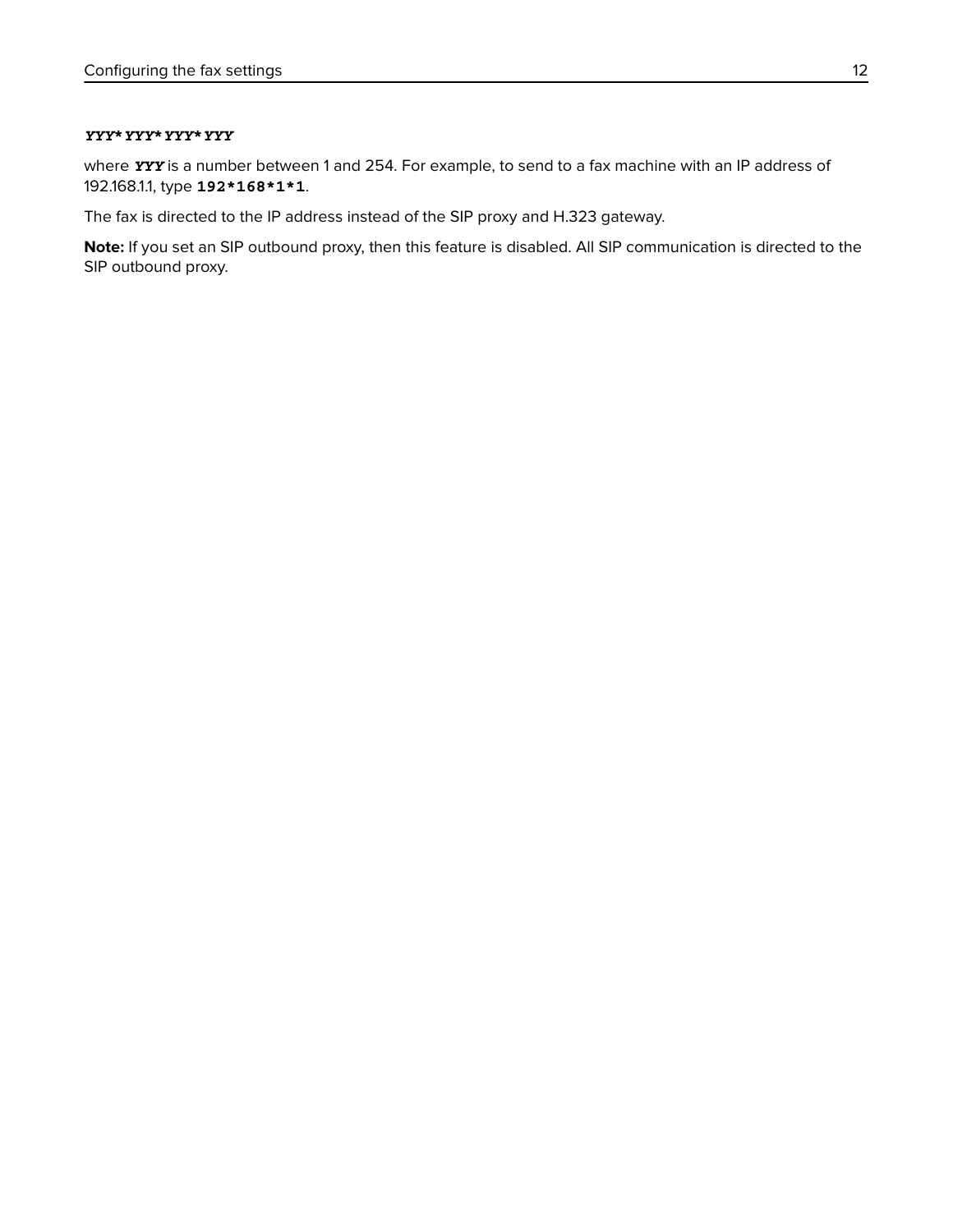***YYY*YYY*YYY*YYY***

where ***YYY*** is a number between 1 and 254. For example, to send to a fax machine with an IP address of 192.168.1.1, type **192*168*1*1**.

The fax is directed to the IP address instead of the SIP proxy and H.323 gateway.

**Note:** If you set an SIP outbound proxy, then this feature is disabled. All SIP communication is directed to the SIP outbound proxy.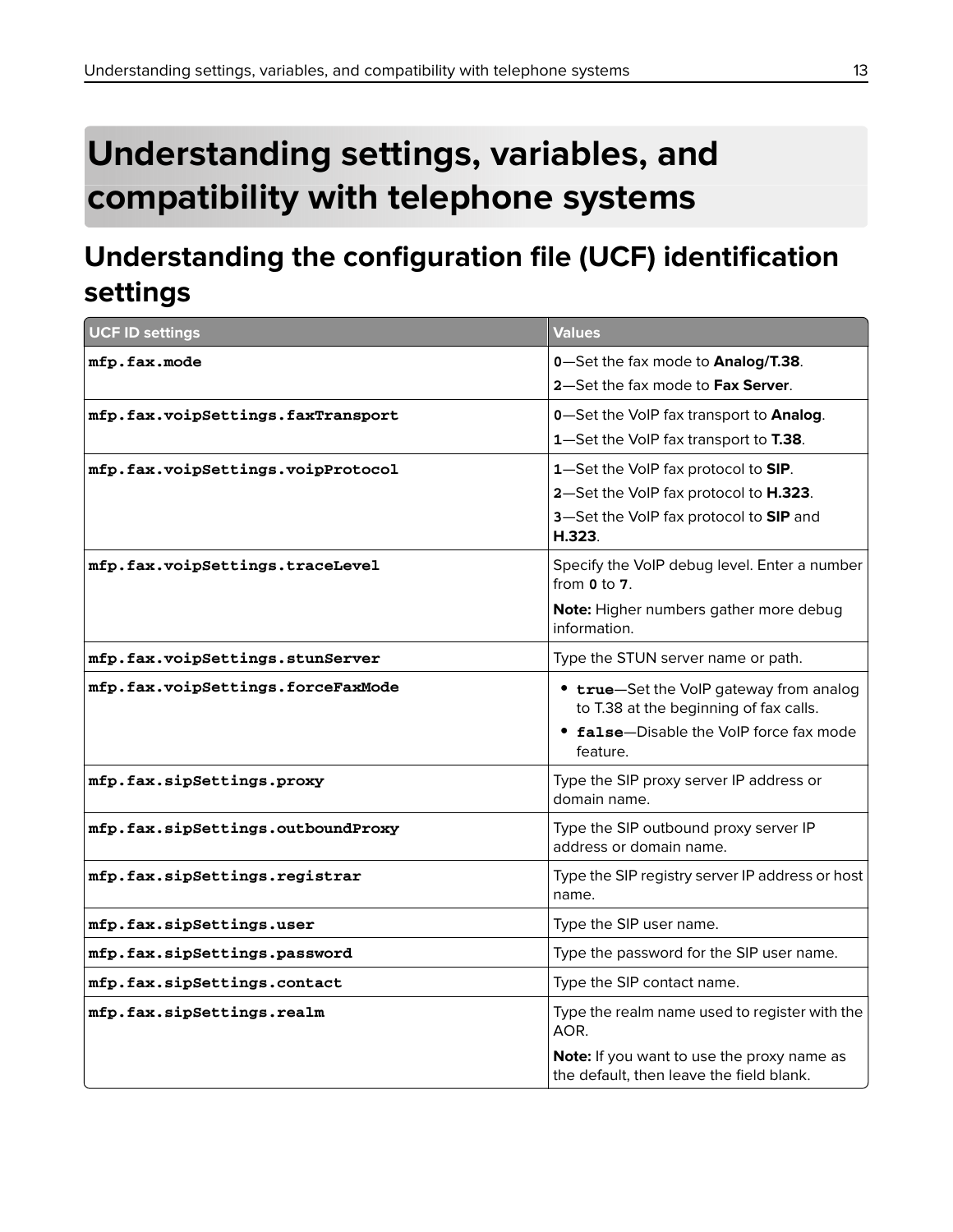# Understanding settings, variables, and compatibility with telephone systems

## Understanding the configuration file (UCF) identification settings

| UCF ID settings | Values |
|---|---|
| `mfp.fax.mode` | **0**—Set the fax mode to **Analog/T.38**.<br>**2**—Set the fax mode to **Fax Server**. |
| `mfp.fax.voipSettings.faxTransport` | **0**—Set the VoIP fax transport to **Analog**.<br>**1**—Set the VoIP fax transport to **T.38**. |
| `mfp.fax.voipSettings.voipProtocol` | **1**—Set the VoIP fax protocol to **SIP**.<br>**2**—Set the VoIP fax protocol to **H.323**.<br>**3**—Set the VoIP fax protocol to **SIP** and **H.323**. |
| `mfp.fax.voipSettings.traceLevel` | Specify the VoIP debug level. Enter a number from **0** to **7**.<br>**Note:** Higher numbers gather more debug information. |
| `mfp.fax.voipSettings.stunServer` | Type the STUN server name or path. |
| `mfp.fax.voipSettings.forceFaxMode` | • `true`—Set the VoIP gateway from analog to T.38 at the beginning of fax calls.<br>• `false`—Disable the VoIP force fax mode feature. |
| `mfp.fax.sipSettings.proxy` | Type the SIP proxy server IP address or domain name. |
| `mfp.fax.sipSettings.outboundProxy` | Type the SIP outbound proxy server IP address or domain name. |
| `mfp.fax.sipSettings.registrar` | Type the SIP registry server IP address or host name. |
| `mfp.fax.sipSettings.user` | Type the SIP user name. |
| `mfp.fax.sipSettings.password` | Type the password for the SIP user name. |
| `mfp.fax.sipSettings.contact` | Type the SIP contact name. |
| `mfp.fax.sipSettings.realm` | Type the realm name used to register with the AOR.<br>**Note:** If you want to use the proxy name as the default, then leave the field blank. |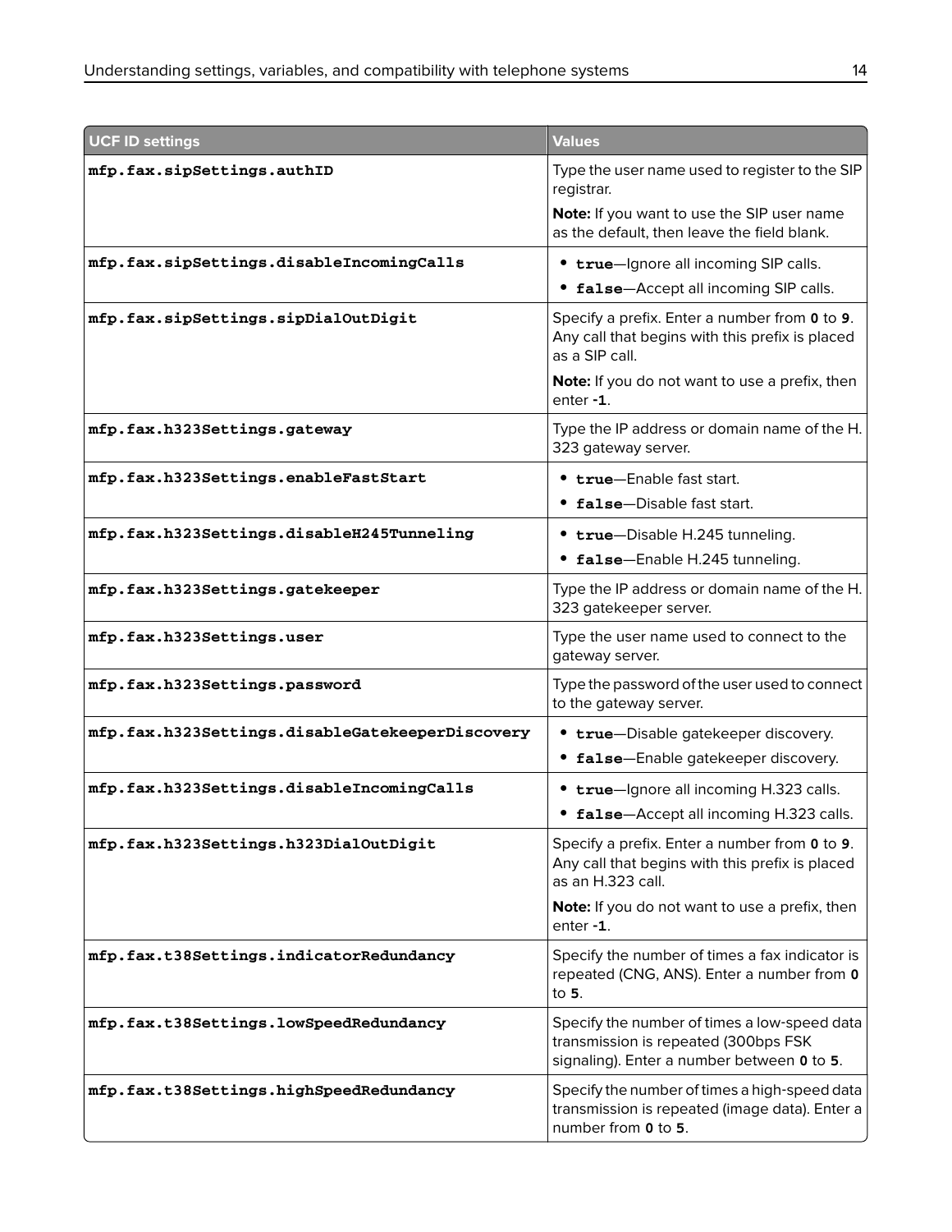| UCF ID settings | Values |
|---|---|
| **mfp.fax.sipSettings.authID** | Type the user name used to register to the SIP registrar.<br>**Note:** If you want to use the SIP user name as the default, then leave the field blank. |
| **mfp.fax.sipSettings.disableIncomingCalls** | • **true**—Ignore all incoming SIP calls.<br>• **false**—Accept all incoming SIP calls. |
| **mfp.fax.sipSettings.sipDialOutDigit** | Specify a prefix. Enter a number from **0** to **9**. Any call that begins with this prefix is placed as a SIP call.<br>**Note:** If you do not want to use a prefix, then enter **-1**. |
| **mfp.fax.h323Settings.gateway** | Type the IP address or domain name of the H.323 gateway server. |
| **mfp.fax.h323Settings.enableFastStart** | • **true**—Enable fast start.<br>• **false**—Disable fast start. |
| **mfp.fax.h323Settings.disableH245Tunneling** | • **true**—Disable H.245 tunneling.<br>• **false**—Enable H.245 tunneling. |
| **mfp.fax.h323Settings.gatekeeper** | Type the IP address or domain name of the H.323 gatekeeper server. |
| **mfp.fax.h323Settings.user** | Type the user name used to connect to the gateway server. |
| **mfp.fax.h323Settings.password** | Type the password of the user used to connect to the gateway server. |
| **mfp.fax.h323Settings.disableGatekeeperDiscovery** | • **true**—Disable gatekeeper discovery.<br>• **false**—Enable gatekeeper discovery. |
| **mfp.fax.h323Settings.disableIncomingCalls** | • **true**—Ignore all incoming H.323 calls.<br>• **false**—Accept all incoming H.323 calls. |
| **mfp.fax.h323Settings.h323DialOutDigit** | Specify a prefix. Enter a number from **0** to **9**. Any call that begins with this prefix is placed as an H.323 call.<br>**Note:** If you do not want to use a prefix, then enter **-1**. |
| **mfp.fax.t38Settings.indicatorRedundancy** | Specify the number of times a fax indicator is repeated (CNG, ANS). Enter a number from **0** to **5**. |
| **mfp.fax.t38Settings.lowSpeedRedundancy** | Specify the number of times a low-speed data transmission is repeated (300bps FSK signaling). Enter a number between **0** to **5**. |
| **mfp.fax.t38Settings.highSpeedRedundancy** | Specify the number of times a high-speed data transmission is repeated (image data). Enter a number from **0** to **5**. |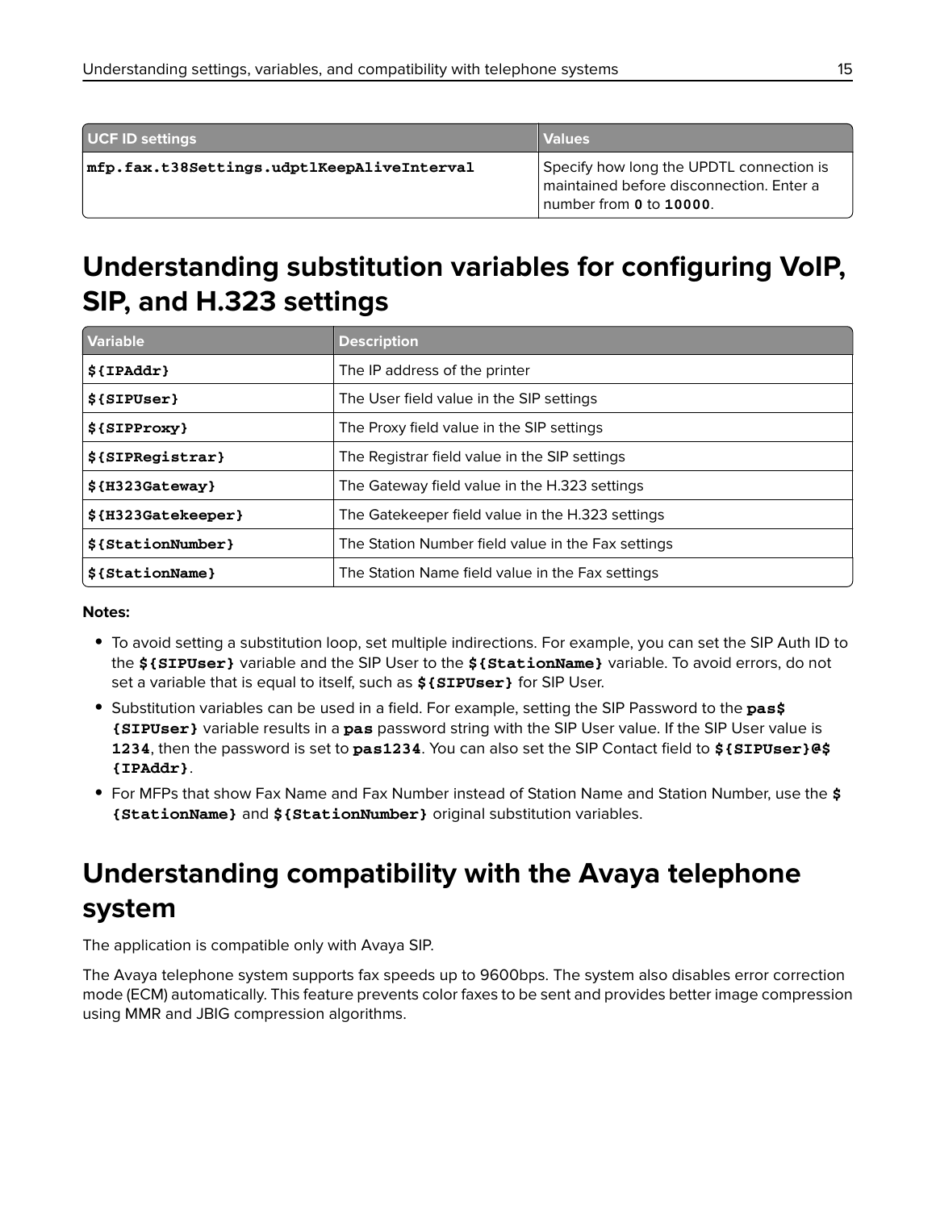| UCF ID settings | Values |
| --- | --- |
| **mfp.fax.t38Settings.udptlKeepAliveInterval** | Specify how long the UPDTL connection is maintained before disconnection. Enter a number from **0** to **10000**. |

## Understanding substitution variables for configuring VoIP, SIP, and H.323 settings

| Variable | Description |
| --- | --- |
| **${IPAddr}** | The IP address of the printer |
| **${SIPUser}** | The User field value in the SIP settings |
| **${SIPProxy}** | The Proxy field value in the SIP settings |
| **${SIPRegistrar}** | The Registrar field value in the SIP settings |
| **${H323Gateway}** | The Gateway field value in the H.323 settings |
| **${H323Gatekeeper}** | The Gatekeeper field value in the H.323 settings |
| **${StationNumber}** | The Station Number field value in the Fax settings |
| **${StationName}** | The Station Name field value in the Fax settings |

**Notes:**

- To avoid setting a substitution loop, set multiple indirections. For example, you can set the SIP Auth ID to the **${SIPUser}** variable and the SIP User to the **${StationName}** variable. To avoid errors, do not set a variable that is equal to itself, such as **${SIPUser}** for SIP User.
- Substitution variables can be used in a field. For example, setting the SIP Password to the **pas${SIPUser}** variable results in a **pas** password string with the SIP User value. If the SIP User value is **1234**, then the password is set to **pas1234**. You can also set the SIP Contact field to **${SIPUser}@${IPAddr}**.
- For MFPs that show Fax Name and Fax Number instead of Station Name and Station Number, use the **${StationName}** and **${StationNumber}** original substitution variables.

## Understanding compatibility with the Avaya telephone system

The application is compatible only with Avaya SIP.

The Avaya telephone system supports fax speeds up to 9600bps. The system also disables error correction mode (ECM) automatically. This feature prevents color faxes to be sent and provides better image compression using MMR and JBIG compression algorithms.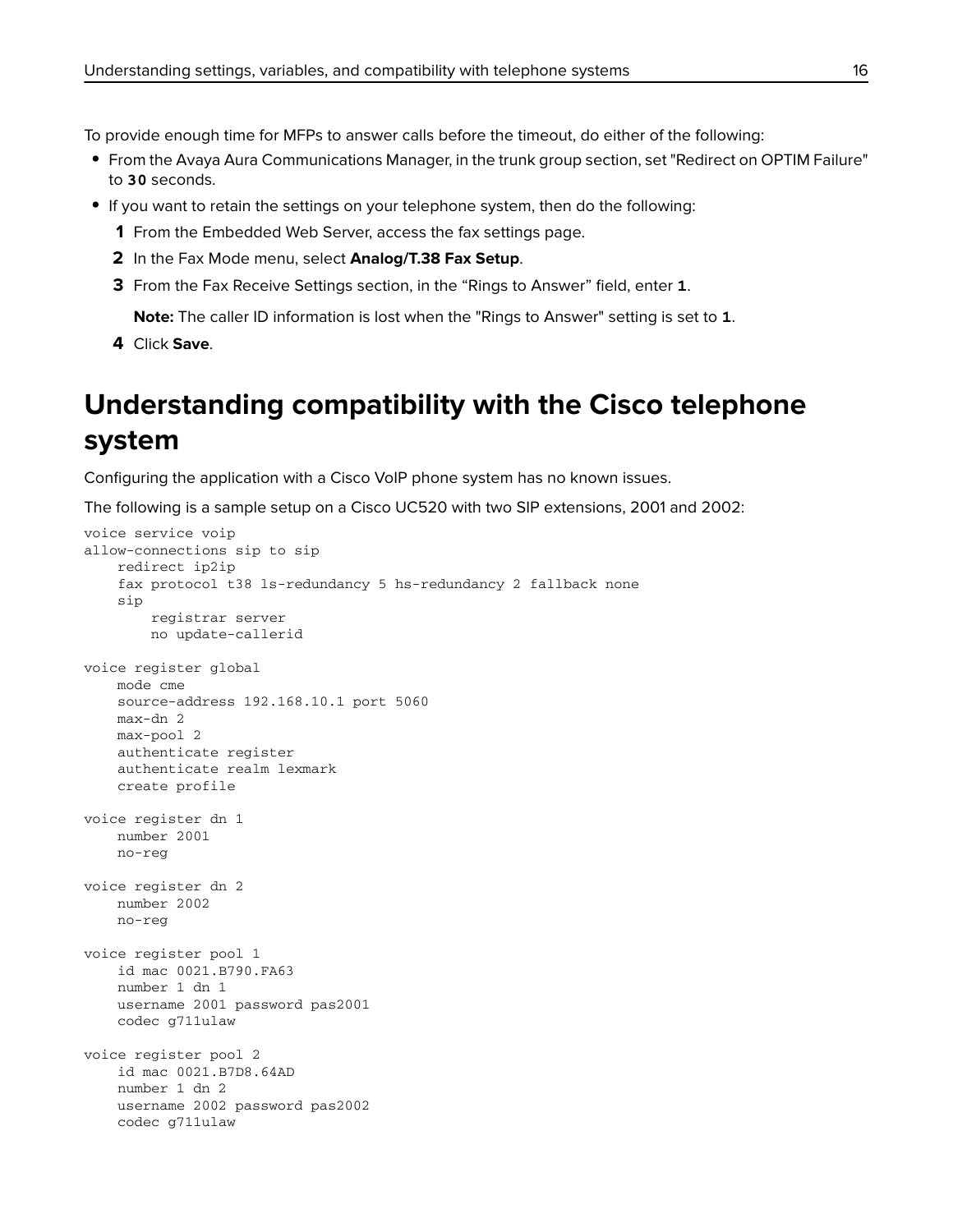To provide enough time for MFPs to answer calls before the timeout, do either of the following:

- From the Avaya Aura Communications Manager, in the trunk group section, set "Redirect on OPTIM Failure" to **30** seconds.
- If you want to retain the settings on your telephone system, then do the following:
  1. From the Embedded Web Server, access the fax settings page.
  2. In the Fax Mode menu, select **Analog/T.38 Fax Setup**.
  3. From the Fax Receive Settings section, in the "Rings to Answer" field, enter **1**.

     **Note:** The caller ID information is lost when the "Rings to Answer" setting is set to **1**.
  4. Click **Save**.

# Understanding compatibility with the Cisco telephone system

Configuring the application with a Cisco VoIP phone system has no known issues.

The following is a sample setup on a Cisco UC520 with two SIP extensions, 2001 and 2002:

```
voice service voip
allow-connections sip to sip
    redirect ip2ip
    fax protocol t38 ls-redundancy 5 hs-redundancy 2 fallback none
    sip
        registrar server
        no update-callerid

voice register global
    mode cme
    source-address 192.168.10.1 port 5060
    max-dn 2
    max-pool 2
    authenticate register
    authenticate realm lexmark
    create profile

voice register dn 1
    number 2001
    no-reg

voice register dn 2
    number 2002
    no-reg

voice register pool 1
    id mac 0021.B790.FA63
    number 1 dn 1
    username 2001 password pas2001
    codec g711ulaw

voice register pool 2
    id mac 0021.B7D8.64AD
    number 1 dn 2
    username 2002 password pas2002
    codec g711ulaw
```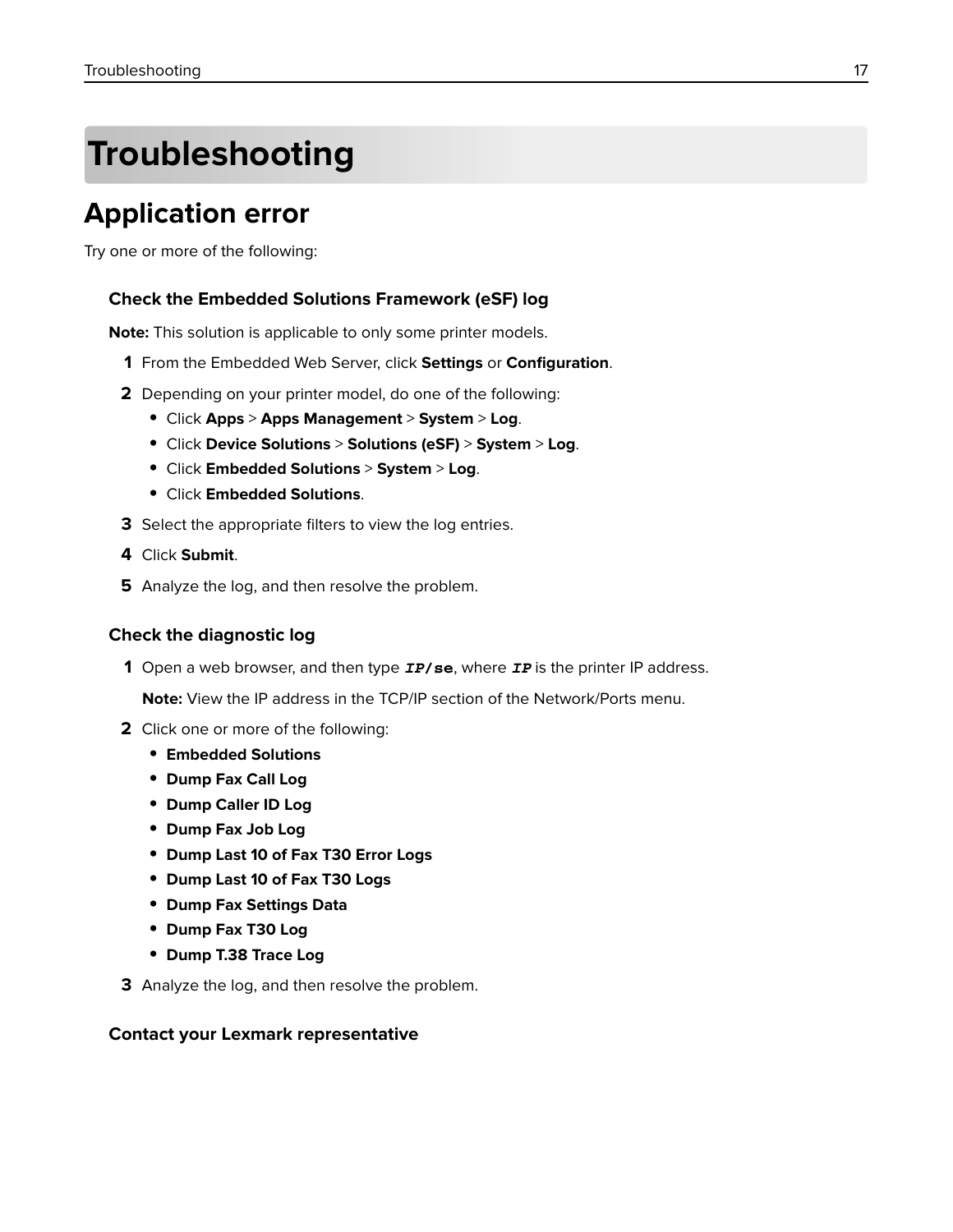# Troubleshooting

## Application error

Try one or more of the following:

### Check the Embedded Solutions Framework (eSF) log

**Note:** This solution is applicable to only some printer models.

1. From the Embedded Web Server, click **Settings** or **Configuration**.
2. Depending on your printer model, do one of the following:
   - Click **Apps** > **Apps Management** > **System** > **Log**.
   - Click **Device Solutions** > **Solutions (eSF)** > **System** > **Log**.
   - Click **Embedded Solutions** > **System** > **Log**.
   - Click **Embedded Solutions**.
3. Select the appropriate filters to view the log entries.
4. Click **Submit**.
5. Analyze the log, and then resolve the problem.

### Check the diagnostic log

1. Open a web browser, and then type ***IP*/se**, where ***IP*** is the printer IP address.

   **Note:** View the IP address in the TCP/IP section of the Network/Ports menu.

2. Click one or more of the following:
   - **Embedded Solutions**
   - **Dump Fax Call Log**
   - **Dump Caller ID Log**
   - **Dump Fax Job Log**
   - **Dump Last 10 of Fax T30 Error Logs**
   - **Dump Last 10 of Fax T30 Logs**
   - **Dump Fax Settings Data**
   - **Dump Fax T30 Log**
   - **Dump T.38 Trace Log**
3. Analyze the log, and then resolve the problem.

### Contact your Lexmark representative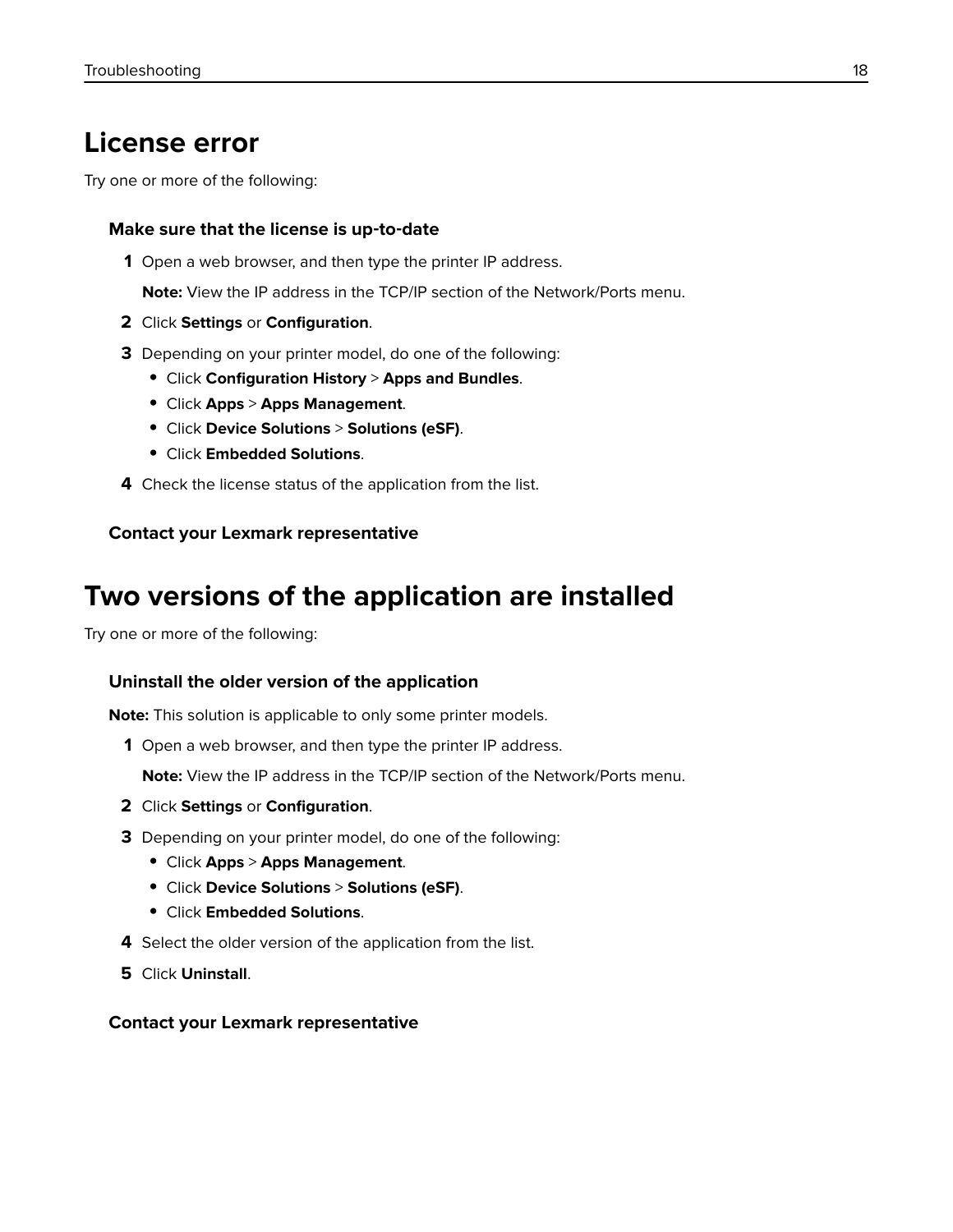# License error

Try one or more of the following:

### Make sure that the license is up-to-date

1. Open a web browser, and then type the printer IP address.

   **Note:** View the IP address in the TCP/IP section of the Network/Ports menu.

2. Click **Settings** or **Configuration**.
3. Depending on your printer model, do one of the following:
   - Click **Configuration History** > **Apps and Bundles**.
   - Click **Apps** > **Apps Management**.
   - Click **Device Solutions** > **Solutions (eSF)**.
   - Click **Embedded Solutions**.
4. Check the license status of the application from the list.

### Contact your Lexmark representative

# Two versions of the application are installed

Try one or more of the following:

### Uninstall the older version of the application

**Note:** This solution is applicable to only some printer models.

1. Open a web browser, and then type the printer IP address.

   **Note:** View the IP address in the TCP/IP section of the Network/Ports menu.

2. Click **Settings** or **Configuration**.
3. Depending on your printer model, do one of the following:
   - Click **Apps** > **Apps Management**.
   - Click **Device Solutions** > **Solutions (eSF)**.
   - Click **Embedded Solutions**.
4. Select the older version of the application from the list.
5. Click **Uninstall**.

### Contact your Lexmark representative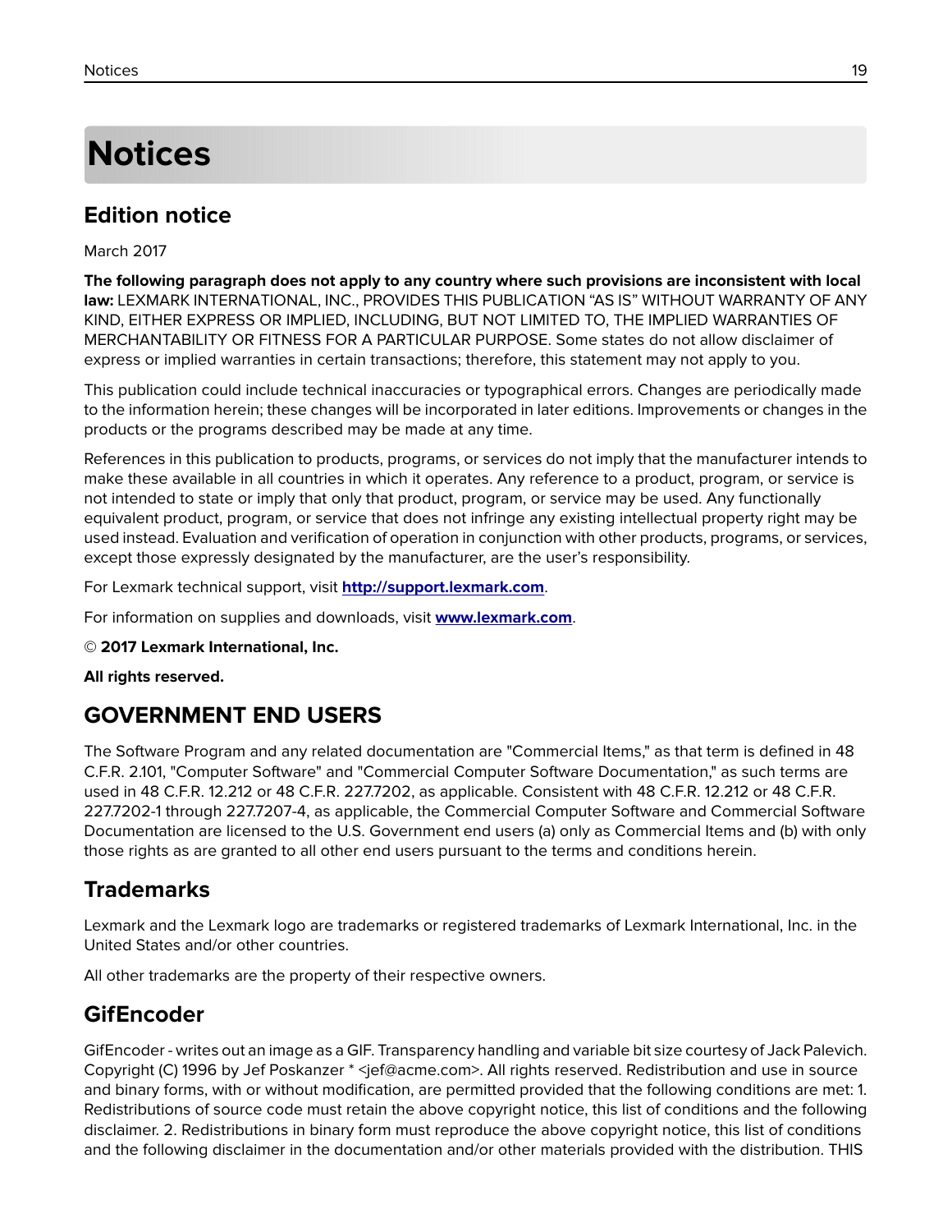# Notices

## Edition notice

March 2017

**The following paragraph does not apply to any country where such provisions are inconsistent with local law:** LEXMARK INTERNATIONAL, INC., PROVIDES THIS PUBLICATION "AS IS" WITHOUT WARRANTY OF ANY KIND, EITHER EXPRESS OR IMPLIED, INCLUDING, BUT NOT LIMITED TO, THE IMPLIED WARRANTIES OF MERCHANTABILITY OR FITNESS FOR A PARTICULAR PURPOSE. Some states do not allow disclaimer of express or implied warranties in certain transactions; therefore, this statement may not apply to you.

This publication could include technical inaccuracies or typographical errors. Changes are periodically made to the information herein; these changes will be incorporated in later editions. Improvements or changes in the products or the programs described may be made at any time.

References in this publication to products, programs, or services do not imply that the manufacturer intends to make these available in all countries in which it operates. Any reference to a product, program, or service is not intended to state or imply that only that product, program, or service may be used. Any functionally equivalent product, program, or service that does not infringe any existing intellectual property right may be used instead. Evaluation and verification of operation in conjunction with other products, programs, or services, except those expressly designated by the manufacturer, are the user's responsibility.

For Lexmark technical support, visit **http://support.lexmark.com**.

For information on supplies and downloads, visit **www.lexmark.com**.

© **2017 Lexmark International, Inc.**

**All rights reserved.**

## GOVERNMENT END USERS

The Software Program and any related documentation are "Commercial Items," as that term is defined in 48 C.F.R. 2.101, "Computer Software" and "Commercial Computer Software Documentation," as such terms are used in 48 C.F.R. 12.212 or 48 C.F.R. 227.7202, as applicable. Consistent with 48 C.F.R. 12.212 or 48 C.F.R. 227.7202-1 through 227.7207-4, as applicable, the Commercial Computer Software and Commercial Software Documentation are licensed to the U.S. Government end users (a) only as Commercial Items and (b) with only those rights as are granted to all other end users pursuant to the terms and conditions herein.

## Trademarks

Lexmark and the Lexmark logo are trademarks or registered trademarks of Lexmark International, Inc. in the United States and/or other countries.

All other trademarks are the property of their respective owners.

## GifEncoder

GifEncoder - writes out an image as a GIF. Transparency handling and variable bit size courtesy of Jack Palevich. Copyright (C) 1996 by Jef Poskanzer * <jef@acme.com>. All rights reserved. Redistribution and use in source and binary forms, with or without modification, are permitted provided that the following conditions are met: 1. Redistributions of source code must retain the above copyright notice, this list of conditions and the following disclaimer. 2. Redistributions in binary form must reproduce the above copyright notice, this list of conditions and the following disclaimer in the documentation and/or other materials provided with the distribution. THIS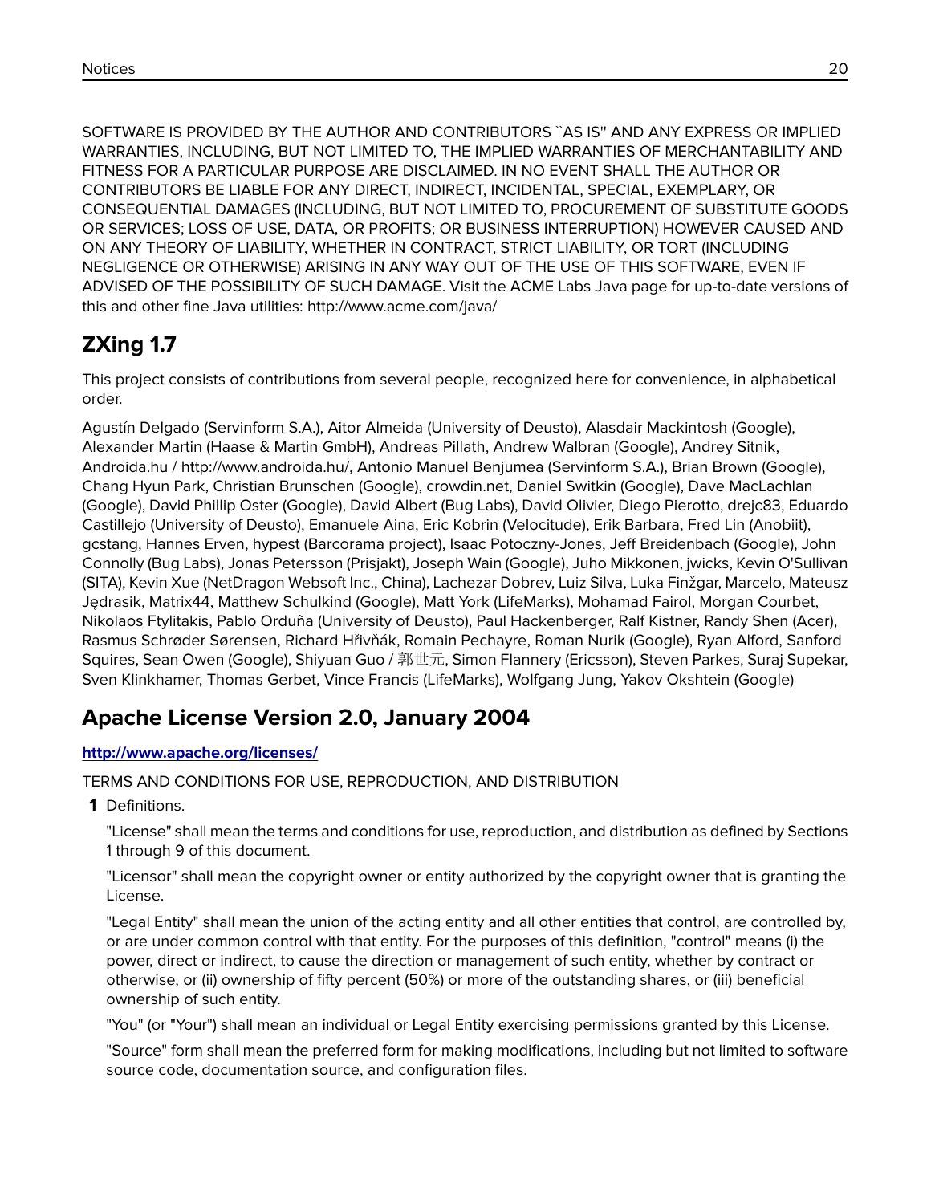SOFTWARE IS PROVIDED BY THE AUTHOR AND CONTRIBUTORS ``AS IS'' AND ANY EXPRESS OR IMPLIED WARRANTIES, INCLUDING, BUT NOT LIMITED TO, THE IMPLIED WARRANTIES OF MERCHANTABILITY AND FITNESS FOR A PARTICULAR PURPOSE ARE DISCLAIMED. IN NO EVENT SHALL THE AUTHOR OR CONTRIBUTORS BE LIABLE FOR ANY DIRECT, INDIRECT, INCIDENTAL, SPECIAL, EXEMPLARY, OR CONSEQUENTIAL DAMAGES (INCLUDING, BUT NOT LIMITED TO, PROCUREMENT OF SUBSTITUTE GOODS OR SERVICES; LOSS OF USE, DATA, OR PROFITS; OR BUSINESS INTERRUPTION) HOWEVER CAUSED AND ON ANY THEORY OF LIABILITY, WHETHER IN CONTRACT, STRICT LIABILITY, OR TORT (INCLUDING NEGLIGENCE OR OTHERWISE) ARISING IN ANY WAY OUT OF THE USE OF THIS SOFTWARE, EVEN IF ADVISED OF THE POSSIBILITY OF SUCH DAMAGE. Visit the ACME Labs Java page for up-to-date versions of this and other fine Java utilities: http://www.acme.com/java/

## ZXing 1.7

This project consists of contributions from several people, recognized here for convenience, in alphabetical order.

Agustín Delgado (Servinform S.A.), Aitor Almeida (University of Deusto), Alasdair Mackintosh (Google), Alexander Martin (Haase & Martin GmbH), Andreas Pillath, Andrew Walbran (Google), Andrey Sitnik, Androida.hu / http://www.androida.hu/, Antonio Manuel Benjumea (Servinform S.A.), Brian Brown (Google), Chang Hyun Park, Christian Brunschen (Google), crowdin.net, Daniel Switkin (Google), Dave MacLachlan (Google), David Phillip Oster (Google), David Albert (Bug Labs), David Olivier, Diego Pierotto, drejc83, Eduardo Castillejo (University of Deusto), Emanuele Aina, Eric Kobrin (Velocitude), Erik Barbara, Fred Lin (Anobiit), gcstang, Hannes Erven, hypest (Barcorama project), Isaac Potoczny-Jones, Jeff Breidenbach (Google), John Connolly (Bug Labs), Jonas Petersson (Prisjakt), Joseph Wain (Google), Juho Mikkonen, jwicks, Kevin O'Sullivan (SITA), Kevin Xue (NetDragon Websoft Inc., China), Lachezar Dobrev, Luiz Silva, Luka Finžgar, Marcelo, Mateusz Jędrasik, Matrix44, Matthew Schulkind (Google), Matt York (LifeMarks), Mohamad Fairol, Morgan Courbet, Nikolaos Ftylitakis, Pablo Orduña (University of Deusto), Paul Hackenberger, Ralf Kistner, Randy Shen (Acer), Rasmus Schrøder Sørensen, Richard Hřivňák, Romain Pechayre, Roman Nurik (Google), Ryan Alford, Sanford Squires, Sean Owen (Google), Shiyuan Guo / 郭世元, Simon Flannery (Ericsson), Steven Parkes, Suraj Supekar, Sven Klinkhamer, Thomas Gerbet, Vince Francis (LifeMarks), Wolfgang Jung, Yakov Okshtein (Google)

## Apache License Version 2.0, January 2004

**http://www.apache.org/licenses/**

TERMS AND CONDITIONS FOR USE, REPRODUCTION, AND DISTRIBUTION

1. Definitions.

   "License" shall mean the terms and conditions for use, reproduction, and distribution as defined by Sections 1 through 9 of this document.

   "Licensor" shall mean the copyright owner or entity authorized by the copyright owner that is granting the License.

   "Legal Entity" shall mean the union of the acting entity and all other entities that control, are controlled by, or are under common control with that entity. For the purposes of this definition, "control" means (i) the power, direct or indirect, to cause the direction or management of such entity, whether by contract or otherwise, or (ii) ownership of fifty percent (50%) or more of the outstanding shares, or (iii) beneficial ownership of such entity.

   "You" (or "Your") shall mean an individual or Legal Entity exercising permissions granted by this License.

   "Source" form shall mean the preferred form for making modifications, including but not limited to software source code, documentation source, and configuration files.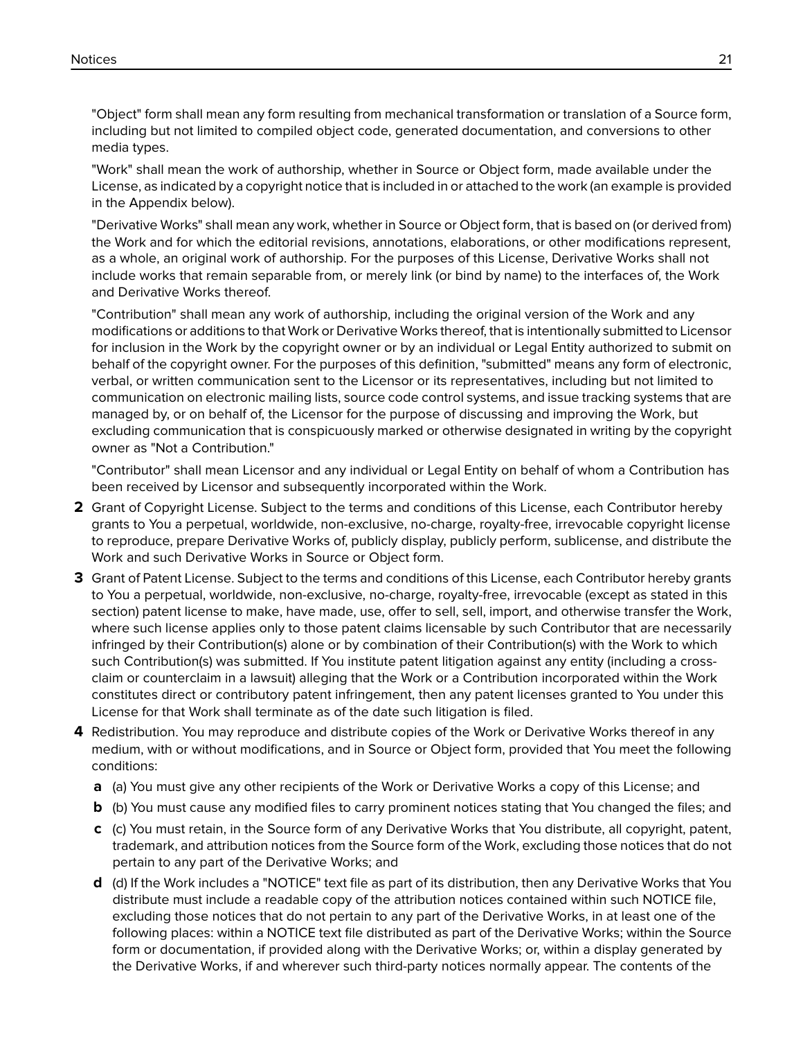"Object" form shall mean any form resulting from mechanical transformation or translation of a Source form, including but not limited to compiled object code, generated documentation, and conversions to other media types.

"Work" shall mean the work of authorship, whether in Source or Object form, made available under the License, as indicated by a copyright notice that is included in or attached to the work (an example is provided in the Appendix below).

"Derivative Works" shall mean any work, whether in Source or Object form, that is based on (or derived from) the Work and for which the editorial revisions, annotations, elaborations, or other modifications represent, as a whole, an original work of authorship. For the purposes of this License, Derivative Works shall not include works that remain separable from, or merely link (or bind by name) to the interfaces of, the Work and Derivative Works thereof.

"Contribution" shall mean any work of authorship, including the original version of the Work and any modifications or additions to that Work or Derivative Works thereof, that is intentionally submitted to Licensor for inclusion in the Work by the copyright owner or by an individual or Legal Entity authorized to submit on behalf of the copyright owner. For the purposes of this definition, "submitted" means any form of electronic, verbal, or written communication sent to the Licensor or its representatives, including but not limited to communication on electronic mailing lists, source code control systems, and issue tracking systems that are managed by, or on behalf of, the Licensor for the purpose of discussing and improving the Work, but excluding communication that is conspicuously marked or otherwise designated in writing by the copyright owner as "Not a Contribution."

"Contributor" shall mean Licensor and any individual or Legal Entity on behalf of whom a Contribution has been received by Licensor and subsequently incorporated within the Work.

**2** Grant of Copyright License. Subject to the terms and conditions of this License, each Contributor hereby grants to You a perpetual, worldwide, non-exclusive, no-charge, royalty-free, irrevocable copyright license to reproduce, prepare Derivative Works of, publicly display, publicly perform, sublicense, and distribute the Work and such Derivative Works in Source or Object form.

**3** Grant of Patent License. Subject to the terms and conditions of this License, each Contributor hereby grants to You a perpetual, worldwide, non-exclusive, no-charge, royalty-free, irrevocable (except as stated in this section) patent license to make, have made, use, offer to sell, sell, import, and otherwise transfer the Work, where such license applies only to those patent claims licensable by such Contributor that are necessarily infringed by their Contribution(s) alone or by combination of their Contribution(s) with the Work to which such Contribution(s) was submitted. If You institute patent litigation against any entity (including a cross-claim or counterclaim in a lawsuit) alleging that the Work or a Contribution incorporated within the Work constitutes direct or contributory patent infringement, then any patent licenses granted to You under this License for that Work shall terminate as of the date such litigation is filed.

**4** Redistribution. You may reproduce and distribute copies of the Work or Derivative Works thereof in any medium, with or without modifications, and in Source or Object form, provided that You meet the following conditions:

- **a** (a) You must give any other recipients of the Work or Derivative Works a copy of this License; and
- **b** (b) You must cause any modified files to carry prominent notices stating that You changed the files; and
- **c** (c) You must retain, in the Source form of any Derivative Works that You distribute, all copyright, patent, trademark, and attribution notices from the Source form of the Work, excluding those notices that do not pertain to any part of the Derivative Works; and
- **d** (d) If the Work includes a "NOTICE" text file as part of its distribution, then any Derivative Works that You distribute must include a readable copy of the attribution notices contained within such NOTICE file, excluding those notices that do not pertain to any part of the Derivative Works, in at least one of the following places: within a NOTICE text file distributed as part of the Derivative Works; within the Source form or documentation, if provided along with the Derivative Works; or, within a display generated by the Derivative Works, if and wherever such third-party notices normally appear. The contents of the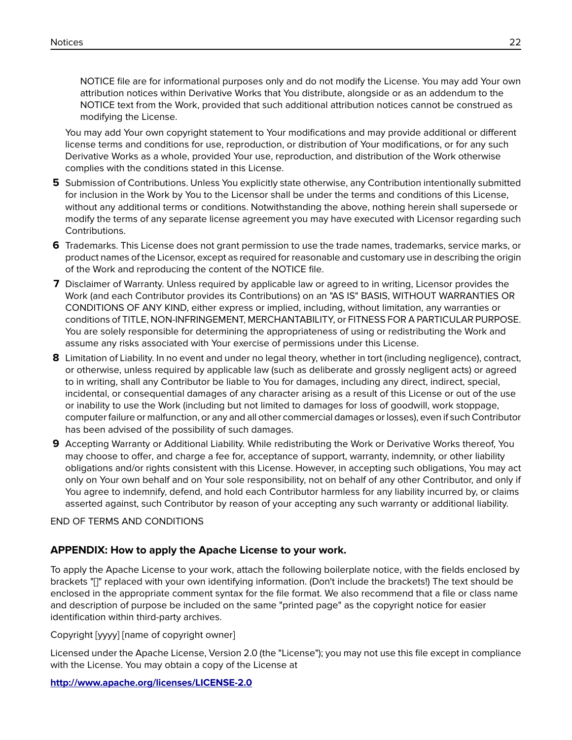NOTICE file are for informational purposes only and do not modify the License. You may add Your own attribution notices within Derivative Works that You distribute, alongside or as an addendum to the NOTICE text from the Work, provided that such additional attribution notices cannot be construed as modifying the License.

You may add Your own copyright statement to Your modifications and may provide additional or different license terms and conditions for use, reproduction, or distribution of Your modifications, or for any such Derivative Works as a whole, provided Your use, reproduction, and distribution of the Work otherwise complies with the conditions stated in this License.

**5** Submission of Contributions. Unless You explicitly state otherwise, any Contribution intentionally submitted for inclusion in the Work by You to the Licensor shall be under the terms and conditions of this License, without any additional terms or conditions. Notwithstanding the above, nothing herein shall supersede or modify the terms of any separate license agreement you may have executed with Licensor regarding such Contributions.

**6** Trademarks. This License does not grant permission to use the trade names, trademarks, service marks, or product names of the Licensor, except as required for reasonable and customary use in describing the origin of the Work and reproducing the content of the NOTICE file.

**7** Disclaimer of Warranty. Unless required by applicable law or agreed to in writing, Licensor provides the Work (and each Contributor provides its Contributions) on an "AS IS" BASIS, WITHOUT WARRANTIES OR CONDITIONS OF ANY KIND, either express or implied, including, without limitation, any warranties or conditions of TITLE, NON-INFRINGEMENT, MERCHANTABILITY, or FITNESS FOR A PARTICULAR PURPOSE. You are solely responsible for determining the appropriateness of using or redistributing the Work and assume any risks associated with Your exercise of permissions under this License.

**8** Limitation of Liability. In no event and under no legal theory, whether in tort (including negligence), contract, or otherwise, unless required by applicable law (such as deliberate and grossly negligent acts) or agreed to in writing, shall any Contributor be liable to You for damages, including any direct, indirect, special, incidental, or consequential damages of any character arising as a result of this License or out of the use or inability to use the Work (including but not limited to damages for loss of goodwill, work stoppage, computer failure or malfunction, or any and all other commercial damages or losses), even if such Contributor has been advised of the possibility of such damages.

**9** Accepting Warranty or Additional Liability. While redistributing the Work or Derivative Works thereof, You may choose to offer, and charge a fee for, acceptance of support, warranty, indemnity, or other liability obligations and/or rights consistent with this License. However, in accepting such obligations, You may act only on Your own behalf and on Your sole responsibility, not on behalf of any other Contributor, and only if You agree to indemnify, defend, and hold each Contributor harmless for any liability incurred by, or claims asserted against, such Contributor by reason of your accepting any such warranty or additional liability.

END OF TERMS AND CONDITIONS

### APPENDIX: How to apply the Apache License to your work.

To apply the Apache License to your work, attach the following boilerplate notice, with the fields enclosed by brackets "[]" replaced with your own identifying information. (Don't include the brackets!) The text should be enclosed in the appropriate comment syntax for the file format. We also recommend that a file or class name and description of purpose be included on the same "printed page" as the copyright notice for easier identification within third-party archives.

Copyright [yyyy] [name of copyright owner]

Licensed under the Apache License, Version 2.0 (the "License"); you may not use this file except in compliance with the License. You may obtain a copy of the License at

**http://www.apache.org/licenses/LICENSE-2.0**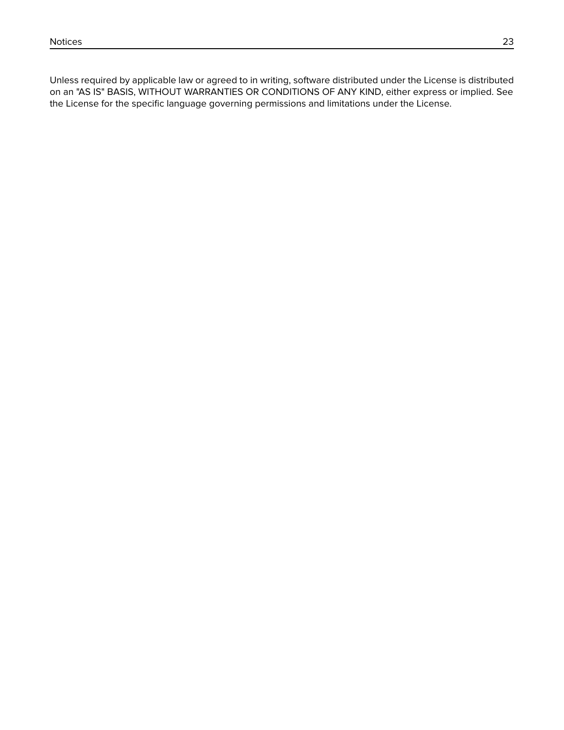Unless required by applicable law or agreed to in writing, software distributed under the License is distributed on an "AS IS" BASIS, WITHOUT WARRANTIES OR CONDITIONS OF ANY KIND, either express or implied. See the License for the specific language governing permissions and limitations under the License.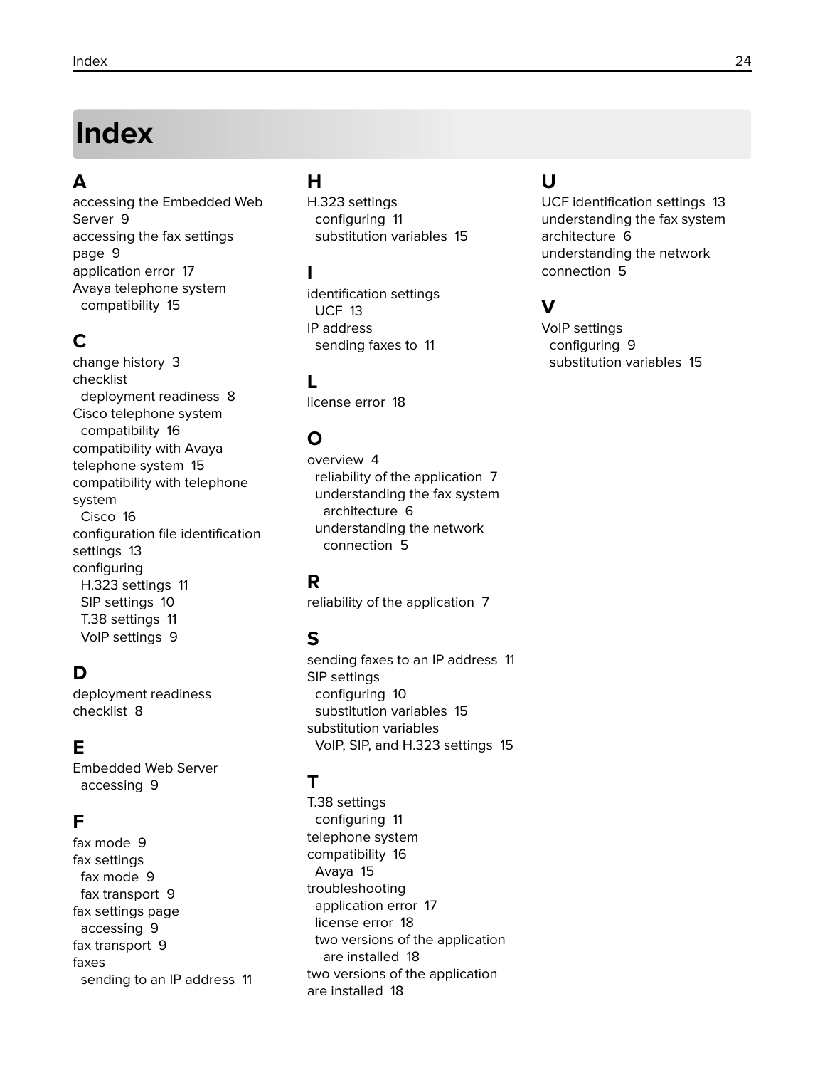# Index

## A

accessing the Embedded Web Server 9
accessing the fax settings page 9
application error 17
Avaya telephone system
  compatibility 15

## C

change history 3
checklist
  deployment readiness 8
Cisco telephone system
  compatibility 16
compatibility with Avaya telephone system 15
compatibility with telephone system
  Cisco 16
configuration file identification settings 13
configuring
  H.323 settings 11
  SIP settings 10
  T.38 settings 11
  VoIP settings 9

## D

deployment readiness checklist 8

## E

Embedded Web Server
  accessing 9

## F

fax mode 9
fax settings
  fax mode 9
  fax transport 9
fax settings page
  accessing 9
fax transport 9
faxes
  sending to an IP address 11

## H

H.323 settings
  configuring 11
  substitution variables 15

## I

identification settings
  UCF 13
IP address
  sending faxes to 11

## L

license error 18

## O

overview 4
  reliability of the application 7
  understanding the fax system architecture 6
  understanding the network connection 5

## R

reliability of the application 7

## S

sending faxes to an IP address 11
SIP settings
  configuring 10
  substitution variables 15
substitution variables
  VoIP, SIP, and H.323 settings 15

## T

T.38 settings
  configuring 11
telephone system compatibility 16
  Avaya 15
troubleshooting
  application error 17
  license error 18
  two versions of the application are installed 18
two versions of the application are installed 18

## U

UCF identification settings 13
understanding the fax system architecture 6
understanding the network connection 5

## V

VoIP settings
  configuring 9
  substitution variables 15